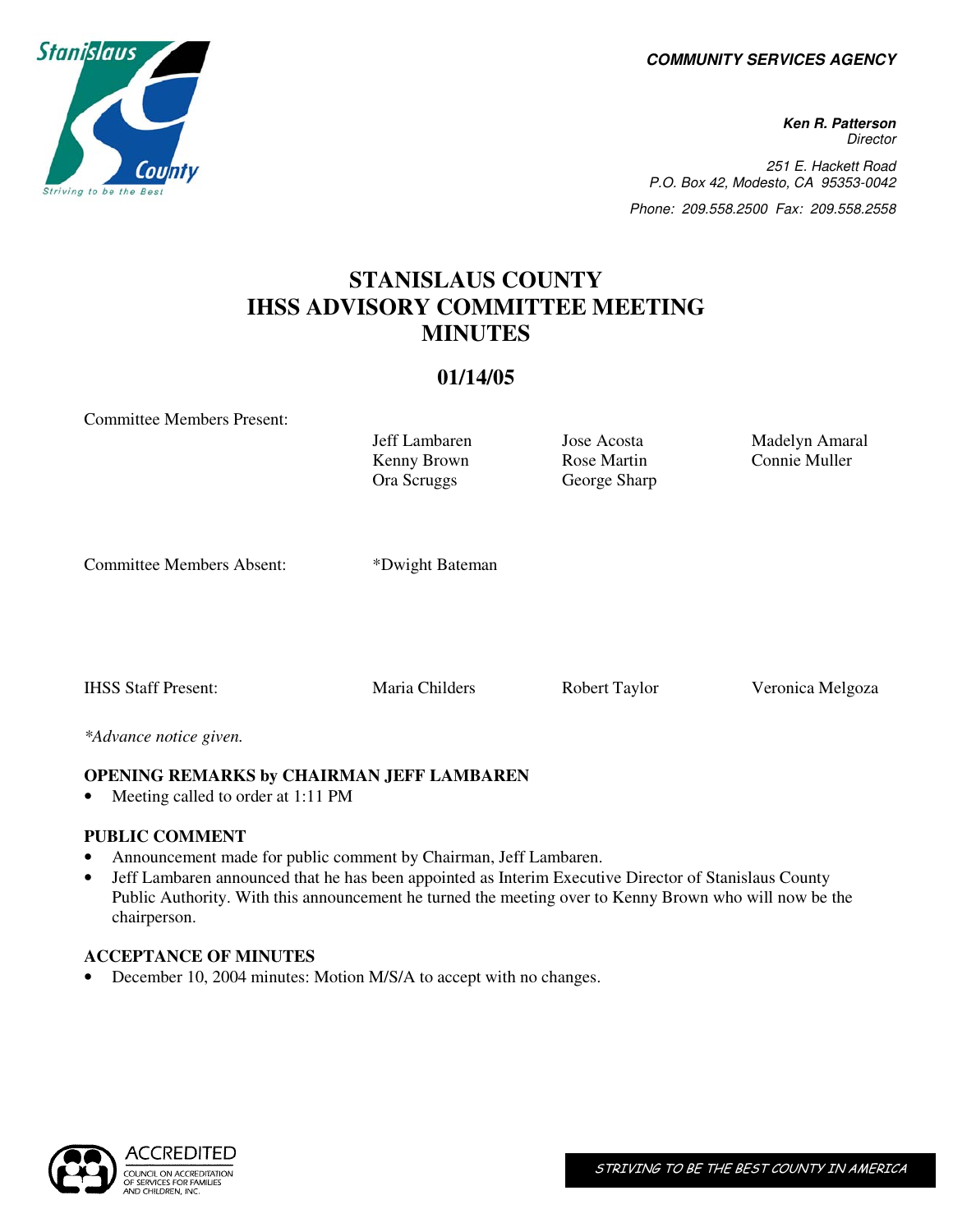**COMMUNITY SERVICES AGENCY**

**Ken R. Patterson**
*Director*

*251 E. Hackett Road*
*P.O. Box 42, Modesto, CA 95353-0042*
*Phone: 209.558.2500 Fax: 209.558.2558*

# STANISLAUS COUNTY IHSS ADVISORY COMMITTEE MEETING MINUTES

## 01/14/05

Committee Members Present:

| | | |
|---|---|---|
| Jeff Lambaren | Jose Acosta | Madelyn Amaral |
| Kenny Brown | Rose Martin | Connie Muller |
| Ora Scruggs | George Sharp | |

Committee Members Absent: *Dwight Bateman

IHSS Staff Present: Maria Childers, Robert Taylor, Veronica Melgoza

*\*Advance notice given.*

**OPENING REMARKS by CHAIRMAN JEFF LAMBAREN**

- Meeting called to order at 1:11 PM

**PUBLIC COMMENT**

- Announcement made for public comment by Chairman, Jeff Lambaren.
- Jeff Lambaren announced that he has been appointed as Interim Executive Director of Stanislaus County Public Authority. With this announcement he turned the meeting over to Kenny Brown who will now be the chairperson.

**ACCEPTANCE OF MINUTES**

- December 10, 2004 minutes: Motion M/S/A to accept with no changes.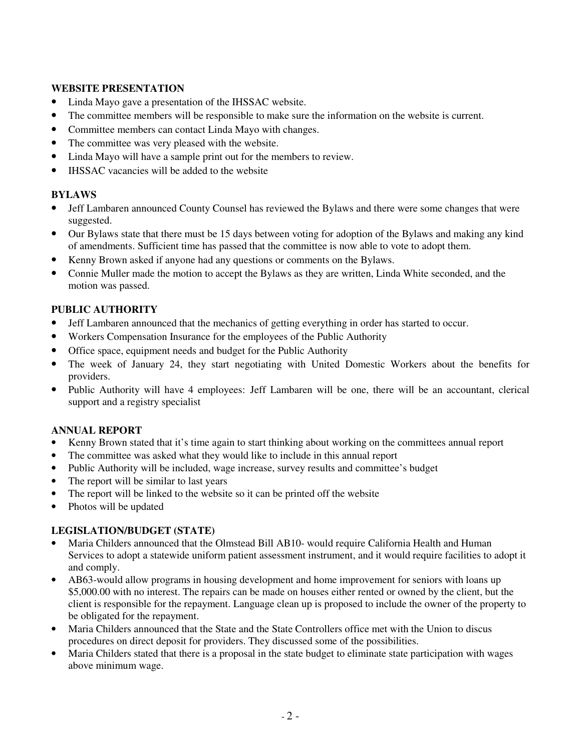**WEBSITE PRESENTATION**

- Linda Mayo gave a presentation of the IHSSAC website.
- The committee members will be responsible to make sure the information on the website is current.
- Committee members can contact Linda Mayo with changes.
- The committee was very pleased with the website.
- Linda Mayo will have a sample print out for the members to review.
- IHSSAC vacancies will be added to the website

**BYLAWS**

- Jeff Lambaren announced County Counsel has reviewed the Bylaws and there were some changes that were suggested.
- Our Bylaws state that there must be 15 days between voting for adoption of the Bylaws and making any kind of amendments. Sufficient time has passed that the committee is now able to vote to adopt them.
- Kenny Brown asked if anyone had any questions or comments on the Bylaws.
- Connie Muller made the motion to accept the Bylaws as they are written, Linda White seconded, and the motion was passed.

**PUBLIC AUTHORITY**

- Jeff Lambaren announced that the mechanics of getting everything in order has started to occur.
- Workers Compensation Insurance for the employees of the Public Authority
- Office space, equipment needs and budget for the Public Authority
- The week of January 24, they start negotiating with United Domestic Workers about the benefits for providers.
- Public Authority will have 4 employees: Jeff Lambaren will be one, there will be an accountant, clerical support and a registry specialist

**ANNUAL REPORT**

- Kenny Brown stated that it's time again to start thinking about working on the committees annual report
- The committee was asked what they would like to include in this annual report
- Public Authority will be included, wage increase, survey results and committee's budget
- The report will be similar to last years
- The report will be linked to the website so it can be printed off the website
- Photos will be updated

**LEGISLATION/BUDGET (STATE)**

- Maria Childers announced that the Olmstead Bill AB10- would require California Health and Human Services to adopt a statewide uniform patient assessment instrument, and it would require facilities to adopt it and comply.
- AB63-would allow programs in housing development and home improvement for seniors with loans up $5,000.00 with no interest. The repairs can be made on houses either rented or owned by the client, but the client is responsible for the repayment. Language clean up is proposed to include the owner of the property to be obligated for the repayment.
- Maria Childers announced that the State and the State Controllers office met with the Union to discus procedures on direct deposit for providers. They discussed some of the possibilities.
- Maria Childers stated that there is a proposal in the state budget to eliminate state participation with wages above minimum wage.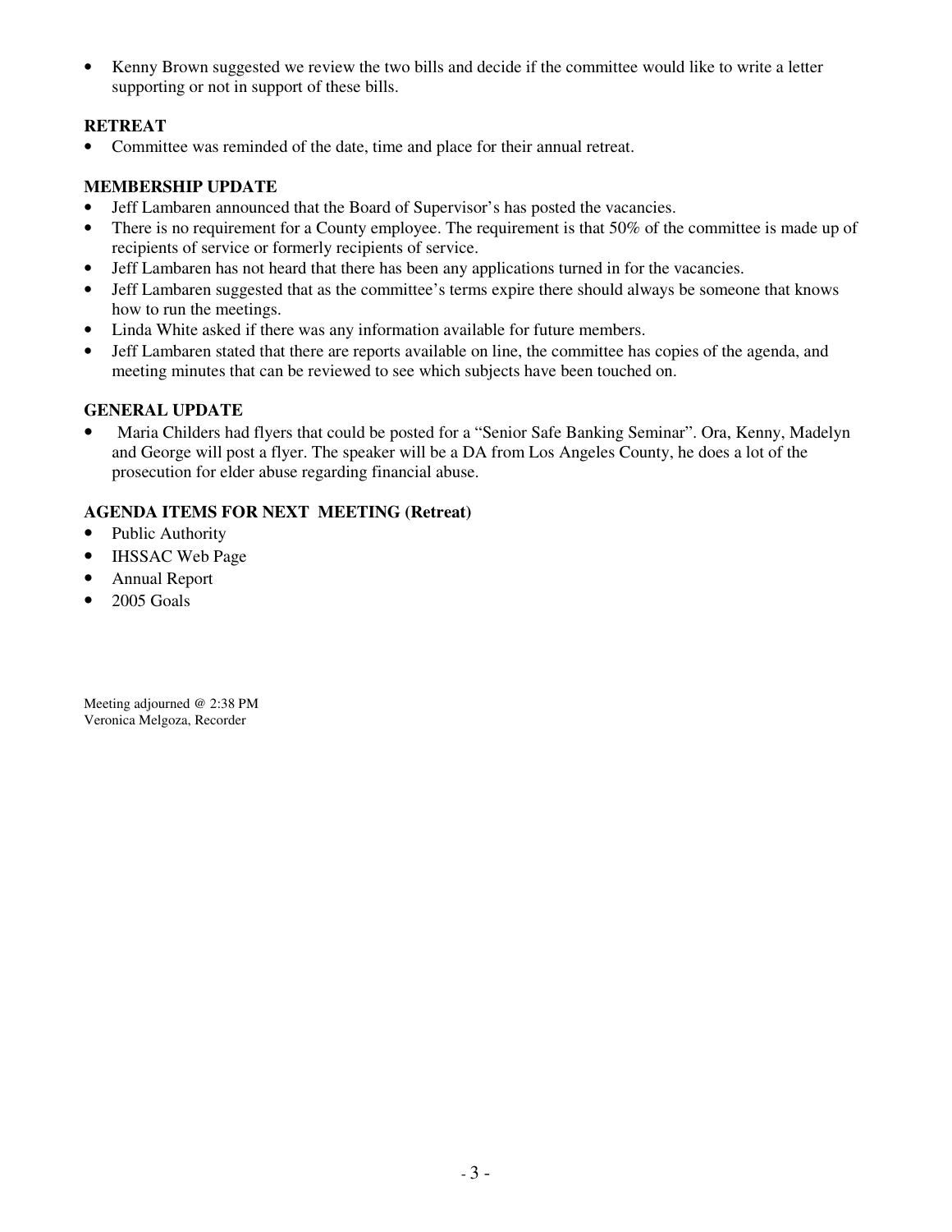- Kenny Brown suggested we review the two bills and decide if the committee would like to write a letter supporting or not in support of these bills.

**RETREAT**

- Committee was reminded of the date, time and place for their annual retreat.

**MEMBERSHIP UPDATE**

- Jeff Lambaren announced that the Board of Supervisor's has posted the vacancies.
- There is no requirement for a County employee. The requirement is that 50% of the committee is made up of recipients of service or formerly recipients of service.
- Jeff Lambaren has not heard that there has been any applications turned in for the vacancies.
- Jeff Lambaren suggested that as the committee's terms expire there should always be someone that knows how to run the meetings.
- Linda White asked if there was any information available for future members.
- Jeff Lambaren stated that there are reports available on line, the committee has copies of the agenda, and meeting minutes that can be reviewed to see which subjects have been touched on.

**GENERAL UPDATE**

- Maria Childers had flyers that could be posted for a "Senior Safe Banking Seminar". Ora, Kenny, Madelyn and George will post a flyer. The speaker will be a DA from Los Angeles County, he does a lot of the prosecution for elder abuse regarding financial abuse.

**AGENDA ITEMS FOR NEXT MEETING (Retreat)**

- Public Authority
- IHSSAC Web Page
- Annual Report
- 2005 Goals

Meeting adjourned @ 2:38 PM
Veronica Melgoza, Recorder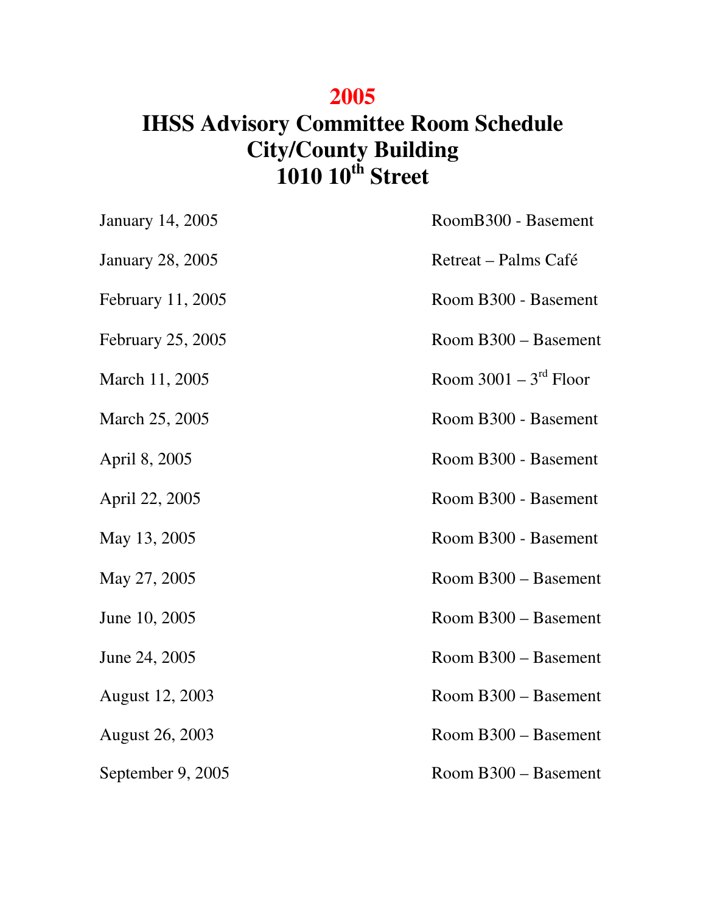# 2005
# IHSS Advisory Committee Room Schedule
# City/County Building
# 1010 10th Street

| | |
|---|---|
| January 14, 2005 | RoomB300 - Basement |
| January 28, 2005 | Retreat – Palms Café |
| February 11, 2005 | Room B300 - Basement |
| February 25, 2005 | Room B300 – Basement |
| March 11, 2005 | Room 3001 – 3rd Floor |
| March 25, 2005 | Room B300 - Basement |
| April 8, 2005 | Room B300 - Basement |
| April 22, 2005 | Room B300 - Basement |
| May 13, 2005 | Room B300 - Basement |
| May 27, 2005 | Room B300 – Basement |
| June 10, 2005 | Room B300 – Basement |
| June 24, 2005 | Room B300 – Basement |
| August 12, 2003 | Room B300 – Basement |
| August 26, 2003 | Room B300 – Basement |
| September 9, 2005 | Room B300 – Basement |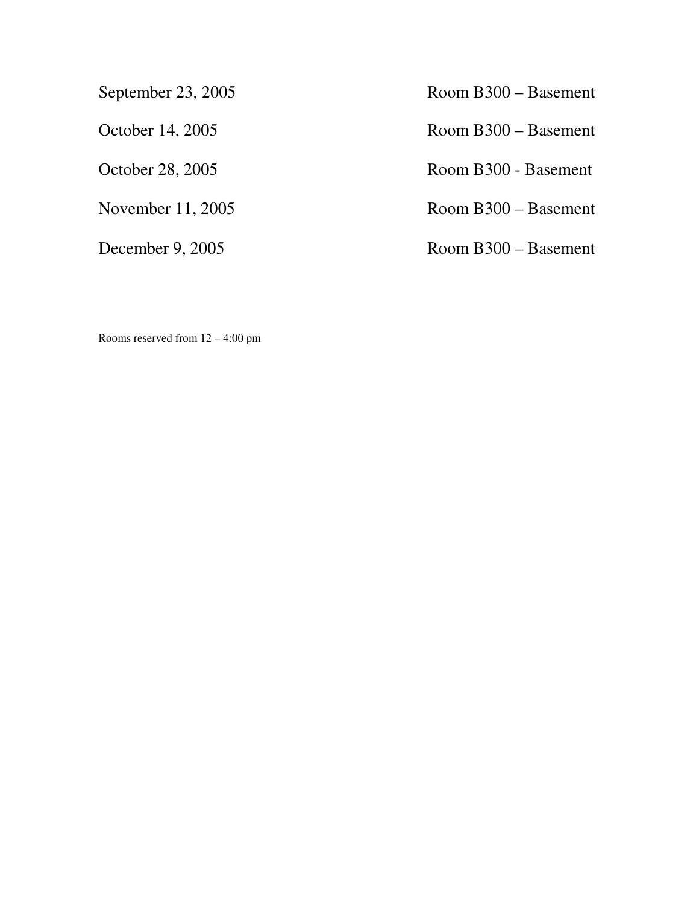| | |
|---|---|
| September 23, 2005 | Room B300 – Basement |
| October 14, 2005 | Room B300 – Basement |
| October 28, 2005 | Room B300 - Basement |
| November 11, 2005 | Room B300 – Basement |
| December 9, 2005 | Room B300 – Basement |

Rooms reserved from 12 – 4:00 pm